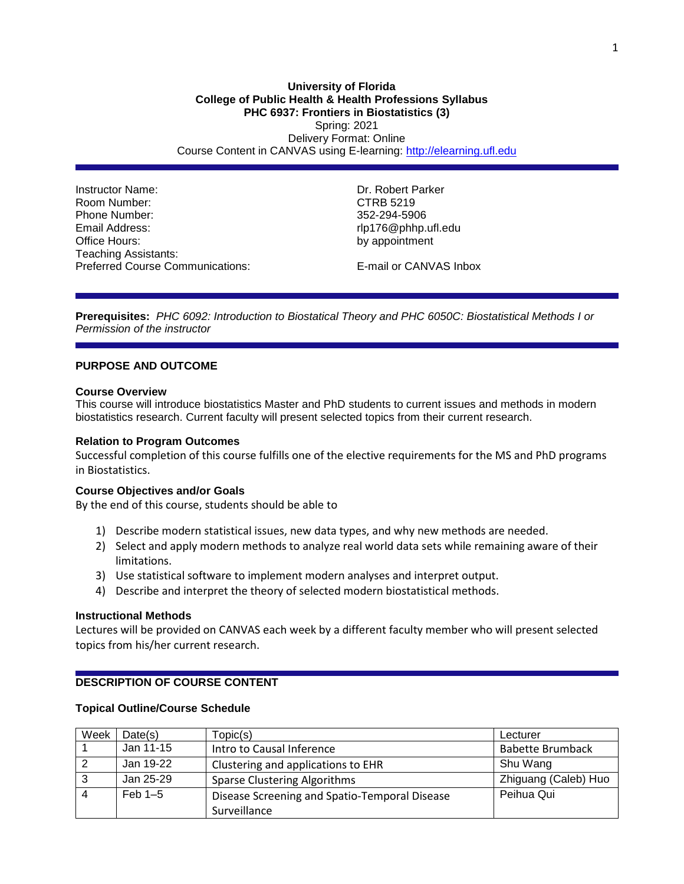**University of Florida**
**College of Public Health & Health Professions Syllabus**
**PHC 6937: Frontiers in Biostatistics (3)**
Spring: 2021
Delivery Format: Online
Course Content in CANVAS using E-learning: http://elearning.ufl.edu

| | |
|---|---|
| Instructor Name: | Dr. Robert Parker |
| Room Number: | CTRB 5219 |
| Phone Number: | 352-294-5906 |
| Email Address: | rlp176@phhp.ufl.edu |
| Office Hours: | by appointment |
| Teaching Assistants: | |
| Preferred Course Communications: | E-mail or CANVAS Inbox |

**Prerequisites:** *PHC 6092: Introduction to Biostatical Theory and PHC 6050C: Biostatistical Methods I or Permission of the instructor*

## PURPOSE AND OUTCOME

### Course Overview

This course will introduce biostatistics Master and PhD students to current issues and methods in modern biostatistics research. Current faculty will present selected topics from their current research.

### Relation to Program Outcomes

Successful completion of this course fulfills one of the elective requirements for the MS and PhD programs in Biostatistics.

### Course Objectives and/or Goals

By the end of this course, students should be able to

1) Describe modern statistical issues, new data types, and why new methods are needed.
2) Select and apply modern methods to analyze real world data sets while remaining aware of their limitations.
3) Use statistical software to implement modern analyses and interpret output.
4) Describe and interpret the theory of selected modern biostatistical methods.

### Instructional Methods

Lectures will be provided on CANVAS each week by a different faculty member who will present selected topics from his/her current research.

## DESCRIPTION OF COURSE CONTENT

### Topical Outline/Course Schedule

| Week | Date(s) | Topic(s) | Lecturer |
|---|---|---|---|
| 1 | Jan 11-15 | Intro to Causal Inference | Babette Brumback |
| 2 | Jan 19-22 | Clustering and applications to EHR | Shu Wang |
| 3 | Jan 25-29 | Sparse Clustering Algorithms | Zhiguang (Caleb) Huo |
| 4 | Feb 1–5 | Disease Screening and Spatio-Temporal Disease Surveillance | Peihua Qui |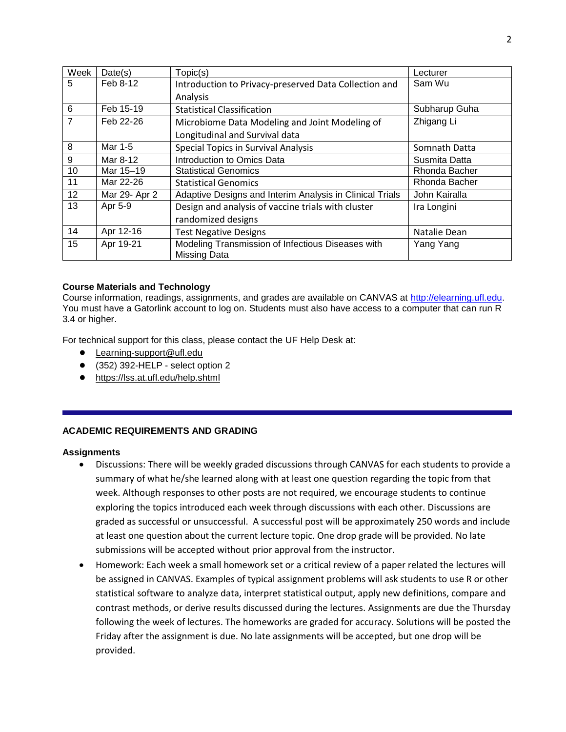| Week | Date(s) | Topic(s) | Lecturer |
|---|---|---|---|
| 5 | Feb 8-12 | Introduction to Privacy-preserved Data Collection and Analysis | Sam Wu |
| 6 | Feb 15-19 | Statistical Classification | Subharup Guha |
| 7 | Feb 22-26 | Microbiome Data Modeling and Joint Modeling of Longitudinal and Survival data | Zhigang Li |
| 8 | Mar 1-5 | Special Topics in Survival Analysis | Somnath Datta |
| 9 | Mar 8-12 | Introduction to Omics Data | Susmita Datta |
| 10 | Mar 15–19 | Statistical Genomics | Rhonda Bacher |
| 11 | Mar 22-26 | Statistical Genomics | Rhonda Bacher |
| 12 | Mar 29- Apr 2 | Adaptive Designs and Interim Analysis in Clinical Trials | John Kairalla |
| 13 | Apr 5-9 | Design and analysis of vaccine trials with cluster randomized designs | Ira Longini |
| 14 | Apr 12-16 | Test Negative Designs | Natalie Dean |
| 15 | Apr 19-21 | Modeling Transmission of Infectious Diseases with Missing Data | Yang Yang |

### Course Materials and Technology

Course information, readings, assignments, and grades are available on CANVAS at http://elearning.ufl.edu. You must have a Gatorlink account to log on. Students must also have access to a computer that can run R 3.4 or higher.

For technical support for this class, please contact the UF Help Desk at:

- Learning-support@ufl.edu
- (352) 392-HELP - select option 2
- https://lss.at.ufl.edu/help.shtml

## ACADEMIC REQUIREMENTS AND GRADING

### Assignments

- Discussions: There will be weekly graded discussions through CANVAS for each students to provide a summary of what he/she learned along with at least one question regarding the topic from that week. Although responses to other posts are not required, we encourage students to continue exploring the topics introduced each week through discussions with each other. Discussions are graded as successful or unsuccessful. A successful post will be approximately 250 words and include at least one question about the current lecture topic. One drop grade will be provided. No late submissions will be accepted without prior approval from the instructor.
- Homework: Each week a small homework set or a critical review of a paper related the lectures will be assigned in CANVAS. Examples of typical assignment problems will ask students to use R or other statistical software to analyze data, interpret statistical output, apply new definitions, compare and contrast methods, or derive results discussed during the lectures. Assignments are due the Thursday following the week of lectures. The homeworks are graded for accuracy. Solutions will be posted the Friday after the assignment is due. No late assignments will be accepted, but one drop will be provided.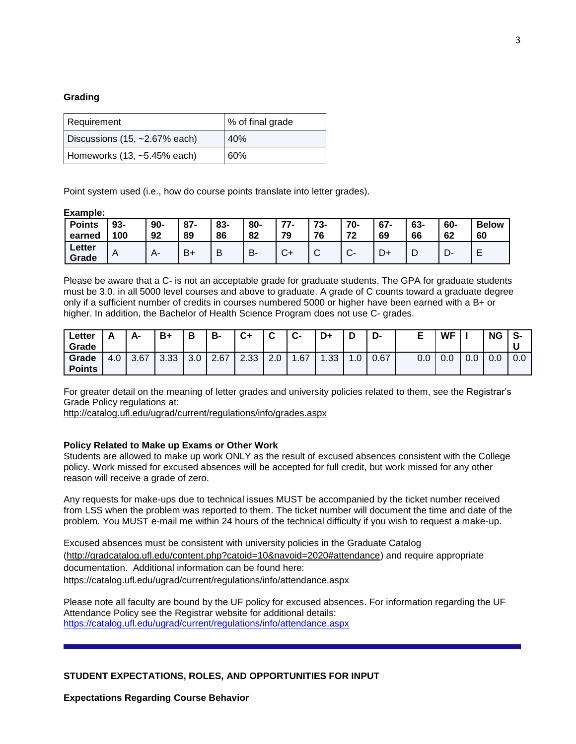**Grading**

| Requirement | % of final grade |
| --- | --- |
| Discussions (15, ~2.67% each) | 40% |
| Homeworks (13, ~5.45% each) | 60% |

Point system used (i.e., how do course points translate into letter grades).

**Example:**

| **Points earned** | **93-100** | **90-92** | **87-89** | **83-86** | **80-82** | **77-79** | **73-76** | **70-72** | **67-69** | **63-66** | **60-62** | **Below 60** |
| --- | --- | --- | --- | --- | --- | --- | --- | --- | --- | --- | --- | --- |
| **Letter Grade** | A | A- | B+ | B | B- | C+ | C | C- | D+ | D | D- | E |

Please be aware that a C- is not an acceptable grade for graduate students. The GPA for graduate students must be 3.0. in all 5000 level courses and above to graduate. A grade of C counts toward a graduate degree only if a sufficient number of credits in courses numbered 5000 or higher have been earned with a B+ or higher. In addition, the Bachelor of Health Science Program does not use C- grades.

| **Letter Grade** | **A** | **A-** | **B+** | **B** | **B-** | **C+** | **C** | **C-** | **D+** | **D** | **D-** | **E** | **WF** | **I** | **NG** | **S-U** |
| --- | --- | --- | --- | --- | --- | --- | --- | --- | --- | --- | --- | --- | --- | --- | --- | --- |
| **Grade Points** | 4.0 | 3.67 | 3.33 | 3.0 | 2.67 | 2.33 | 2.0 | 1.67 | 1.33 | 1.0 | 0.67 | 0.0 | 0.0 | 0.0 | 0.0 | 0.0 |

For greater detail on the meaning of letter grades and university policies related to them, see the Registrar's Grade Policy regulations at:
http://catalog.ufl.edu/ugrad/current/regulations/info/grades.aspx

**Policy Related to Make up Exams or Other Work**
Students are allowed to make up work ONLY as the result of excused absences consistent with the College policy. Work missed for excused absences will be accepted for full credit, but work missed for any other reason will receive a grade of zero.

Any requests for make-ups due to technical issues MUST be accompanied by the ticket number received from LSS when the problem was reported to them. The ticket number will document the time and date of the problem. You MUST e-mail me within 24 hours of the technical difficulty if you wish to request a make-up.

Excused absences must be consistent with university policies in the Graduate Catalog (http://gradcatalog.ufl.edu/content.php?catoid=10&navoid=2020#attendance) and require appropriate documentation. Additional information can be found here:
https://catalog.ufl.edu/ugrad/current/regulations/info/attendance.aspx

Please note all faculty are bound by the UF policy for excused absences. For information regarding the UF Attendance Policy see the Registrar website for additional details:
https://catalog.ufl.edu/ugrad/current/regulations/info/attendance.aspx

---

**STUDENT EXPECTATIONS, ROLES, AND OPPORTUNITIES FOR INPUT**

**Expectations Regarding Course Behavior**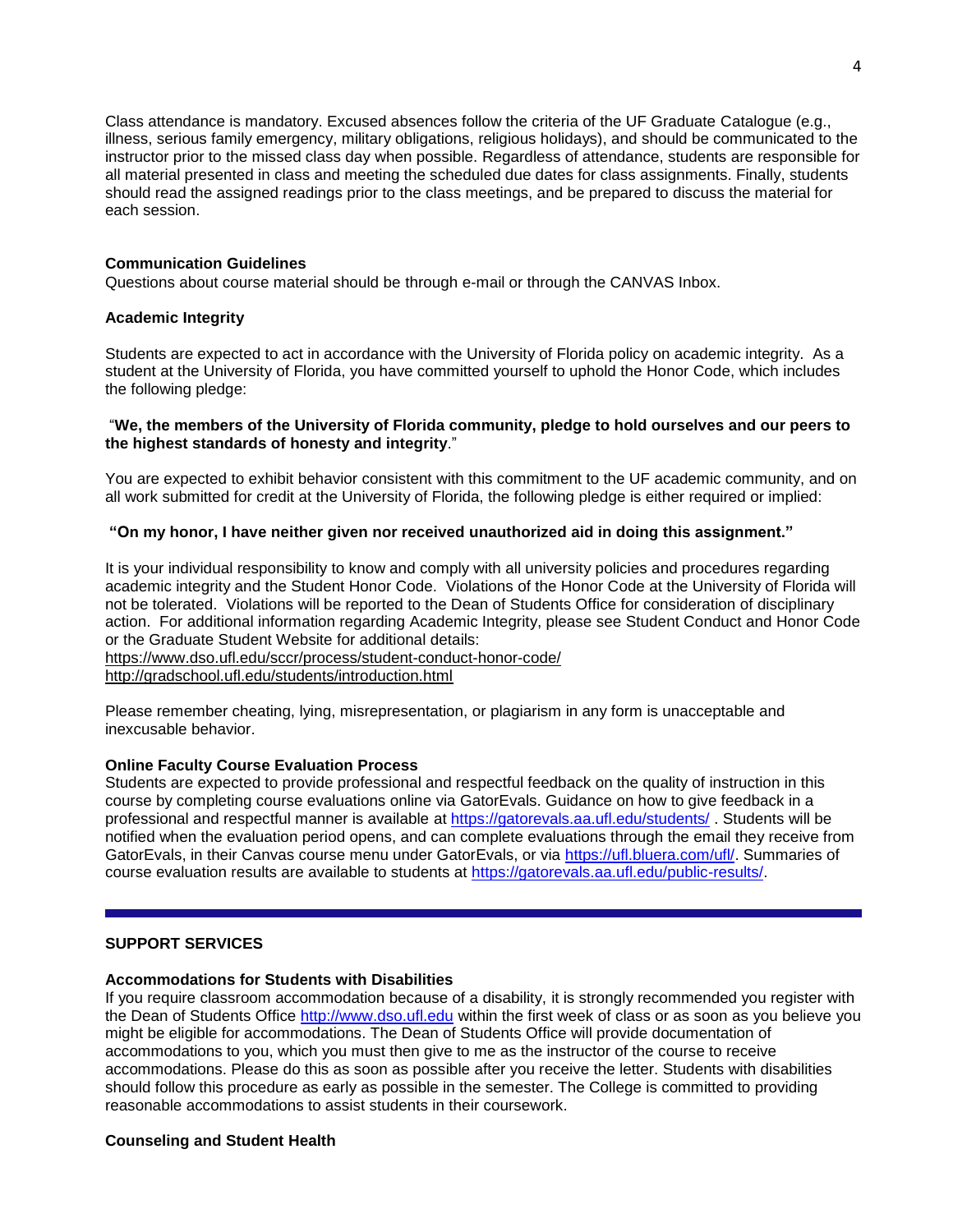Class attendance is mandatory. Excused absences follow the criteria of the UF Graduate Catalogue (e.g., illness, serious family emergency, military obligations, religious holidays), and should be communicated to the instructor prior to the missed class day when possible. Regardless of attendance, students are responsible for all material presented in class and meeting the scheduled due dates for class assignments. Finally, students should read the assigned readings prior to the class meetings, and be prepared to discuss the material for each session.

**Communication Guidelines**
Questions about course material should be through e-mail or through the CANVAS Inbox.

**Academic Integrity**

Students are expected to act in accordance with the University of Florida policy on academic integrity. As a student at the University of Florida, you have committed yourself to uphold the Honor Code, which includes the following pledge:

"**We, the members of the University of Florida community, pledge to hold ourselves and our peers to the highest standards of honesty and integrity**."

You are expected to exhibit behavior consistent with this commitment to the UF academic community, and on all work submitted for credit at the University of Florida, the following pledge is either required or implied:

**"On my honor, I have neither given nor received unauthorized aid in doing this assignment."**

It is your individual responsibility to know and comply with all university policies and procedures regarding academic integrity and the Student Honor Code. Violations of the Honor Code at the University of Florida will not be tolerated. Violations will be reported to the Dean of Students Office for consideration of disciplinary action. For additional information regarding Academic Integrity, please see Student Conduct and Honor Code or the Graduate Student Website for additional details:
https://www.dso.ufl.edu/sccr/process/student-conduct-honor-code/
http://gradschool.ufl.edu/students/introduction.html

Please remember cheating, lying, misrepresentation, or plagiarism in any form is unacceptable and inexcusable behavior.

**Online Faculty Course Evaluation Process**
Students are expected to provide professional and respectful feedback on the quality of instruction in this course by completing course evaluations online via GatorEvals. Guidance on how to give feedback in a professional and respectful manner is available at https://gatorevals.aa.ufl.edu/students/ . Students will be notified when the evaluation period opens, and can complete evaluations through the email they receive from GatorEvals, in their Canvas course menu under GatorEvals, or via https://ufl.bluera.com/ufl/. Summaries of course evaluation results are available to students at https://gatorevals.aa.ufl.edu/public-results/.

---

**SUPPORT SERVICES**

**Accommodations for Students with Disabilities**
If you require classroom accommodation because of a disability, it is strongly recommended you register with the Dean of Students Office http://www.dso.ufl.edu within the first week of class or as soon as you believe you might be eligible for accommodations. The Dean of Students Office will provide documentation of accommodations to you, which you must then give to me as the instructor of the course to receive accommodations. Please do this as soon as possible after you receive the letter. Students with disabilities should follow this procedure as early as possible in the semester. The College is committed to providing reasonable accommodations to assist students in their coursework.

**Counseling and Student Health**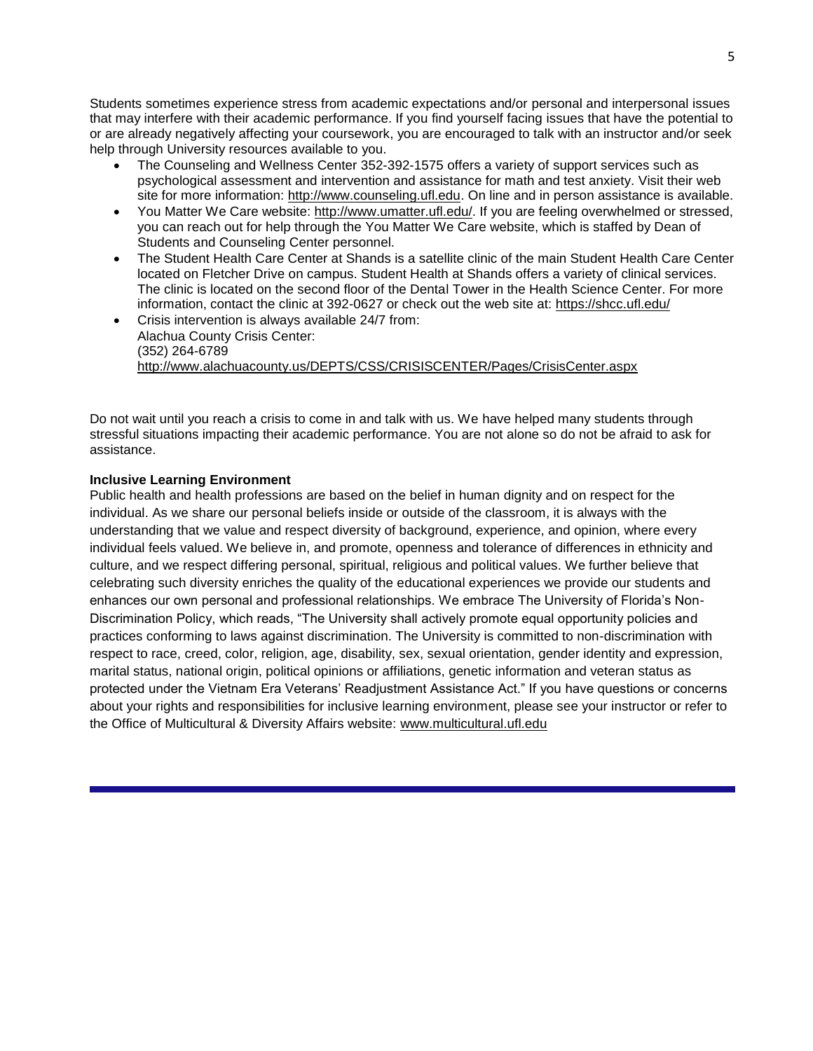Students sometimes experience stress from academic expectations and/or personal and interpersonal issues that may interfere with their academic performance. If you find yourself facing issues that have the potential to or are already negatively affecting your coursework, you are encouraged to talk with an instructor and/or seek help through University resources available to you.

- The Counseling and Wellness Center 352-392-1575 offers a variety of support services such as psychological assessment and intervention and assistance for math and test anxiety. Visit their web site for more information: http://www.counseling.ufl.edu. On line and in person assistance is available.
- You Matter We Care website: http://www.umatter.ufl.edu/. If you are feeling overwhelmed or stressed, you can reach out for help through the You Matter We Care website, which is staffed by Dean of Students and Counseling Center personnel.
- The Student Health Care Center at Shands is a satellite clinic of the main Student Health Care Center located on Fletcher Drive on campus. Student Health at Shands offers a variety of clinical services. The clinic is located on the second floor of the Dental Tower in the Health Science Center. For more information, contact the clinic at 392-0627 or check out the web site at: https://shcc.ufl.edu/
- Crisis intervention is always available 24/7 from:
  Alachua County Crisis Center:
  (352) 264-6789
  http://www.alachuacounty.us/DEPTS/CSS/CRISISCENTER/Pages/CrisisCenter.aspx

Do not wait until you reach a crisis to come in and talk with us. We have helped many students through stressful situations impacting their academic performance. You are not alone so do not be afraid to ask for assistance.

**Inclusive Learning Environment**

Public health and health professions are based on the belief in human dignity and on respect for the individual. As we share our personal beliefs inside or outside of the classroom, it is always with the understanding that we value and respect diversity of background, experience, and opinion, where every individual feels valued. We believe in, and promote, openness and tolerance of differences in ethnicity and culture, and we respect differing personal, spiritual, religious and political values. We further believe that celebrating such diversity enriches the quality of the educational experiences we provide our students and enhances our own personal and professional relationships. We embrace The University of Florida's Non-Discrimination Policy, which reads, "The University shall actively promote equal opportunity policies and practices conforming to laws against discrimination. The University is committed to non-discrimination with respect to race, creed, color, religion, age, disability, sex, sexual orientation, gender identity and expression, marital status, national origin, political opinions or affiliations, genetic information and veteran status as protected under the Vietnam Era Veterans' Readjustment Assistance Act." If you have questions or concerns about your rights and responsibilities for inclusive learning environment, please see your instructor or refer to the Office of Multicultural & Diversity Affairs website: www.multicultural.ufl.edu